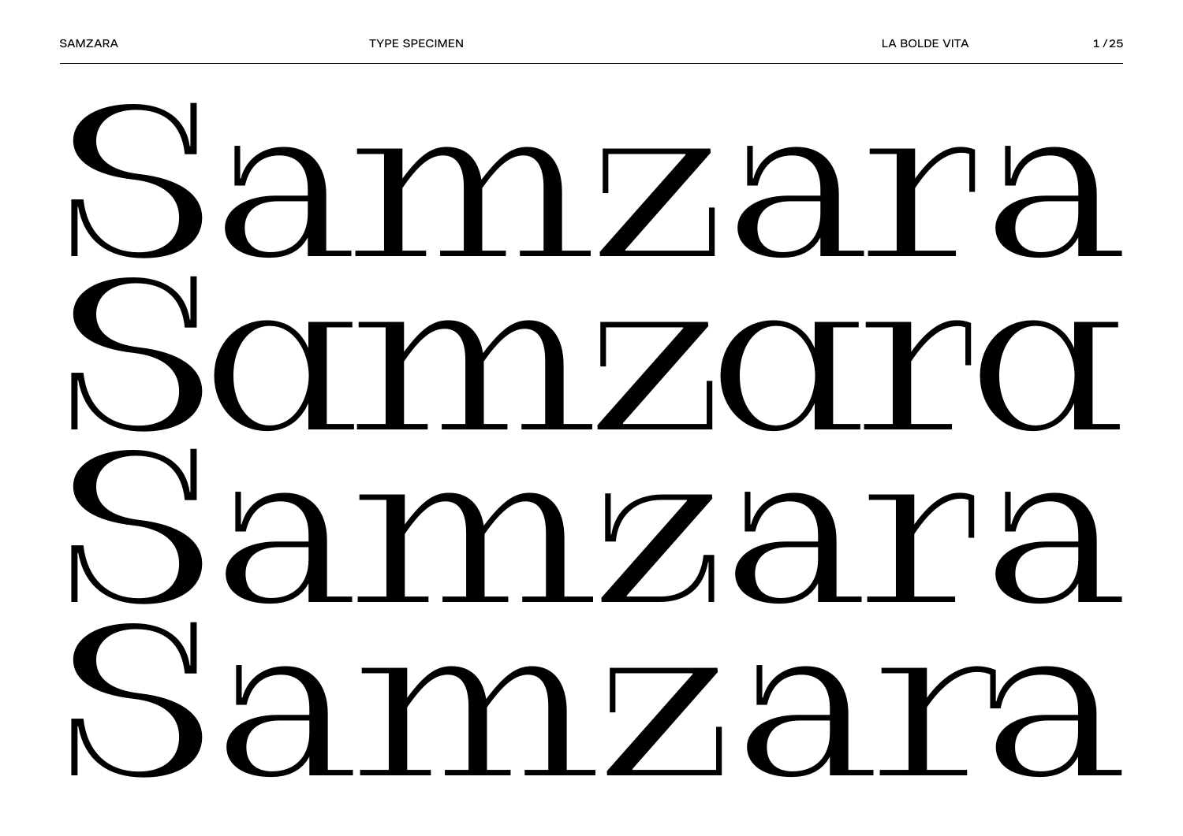# Samzara
# Samzara
# Samzara
# Samzara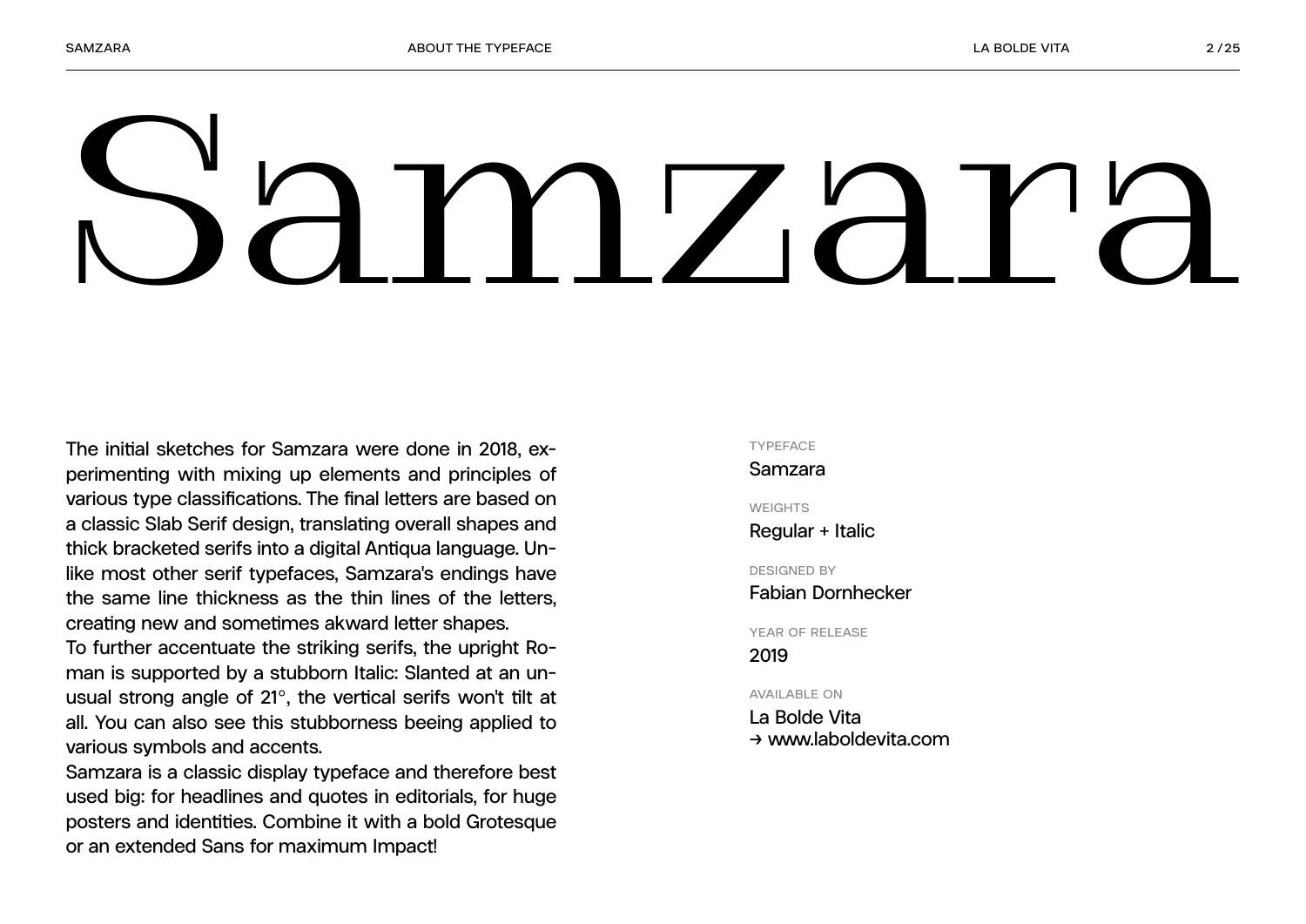# Samzara

The initial sketches for Samzara were done in 2018, experimenting with mixing up elements and principles of various type classifications. The final letters are based on a classic Slab Serif design, translating overall shapes and thick bracketed serifs into a digital Antiqua language. Unlike most other serif typefaces, Samzara's endings have the same line thickness as the thin lines of the letters, creating new and sometimes akward letter shapes.
To further accentuate the striking serifs, the upright Roman is supported by a stubborn Italic: Slanted at an unusual strong angle of 21°, the vertical serifs won't tilt at all. You can also see this stubbornness beeing applied to various symbols and accents.
Samzara is a classic display typeface and therefore best used big: for headlines and quotes in editorials, for huge posters and identities. Combine it with a bold Grotesque or an extended Sans for maximum Impact!

TYPEFACE
Samzara

WEIGHTS
Regular + Italic

DESIGNED BY
Fabian Dornhecker

YEAR OF RELEASE
2019

AVAILABLE ON
La Bolde Vita
→ www.laboldevita.com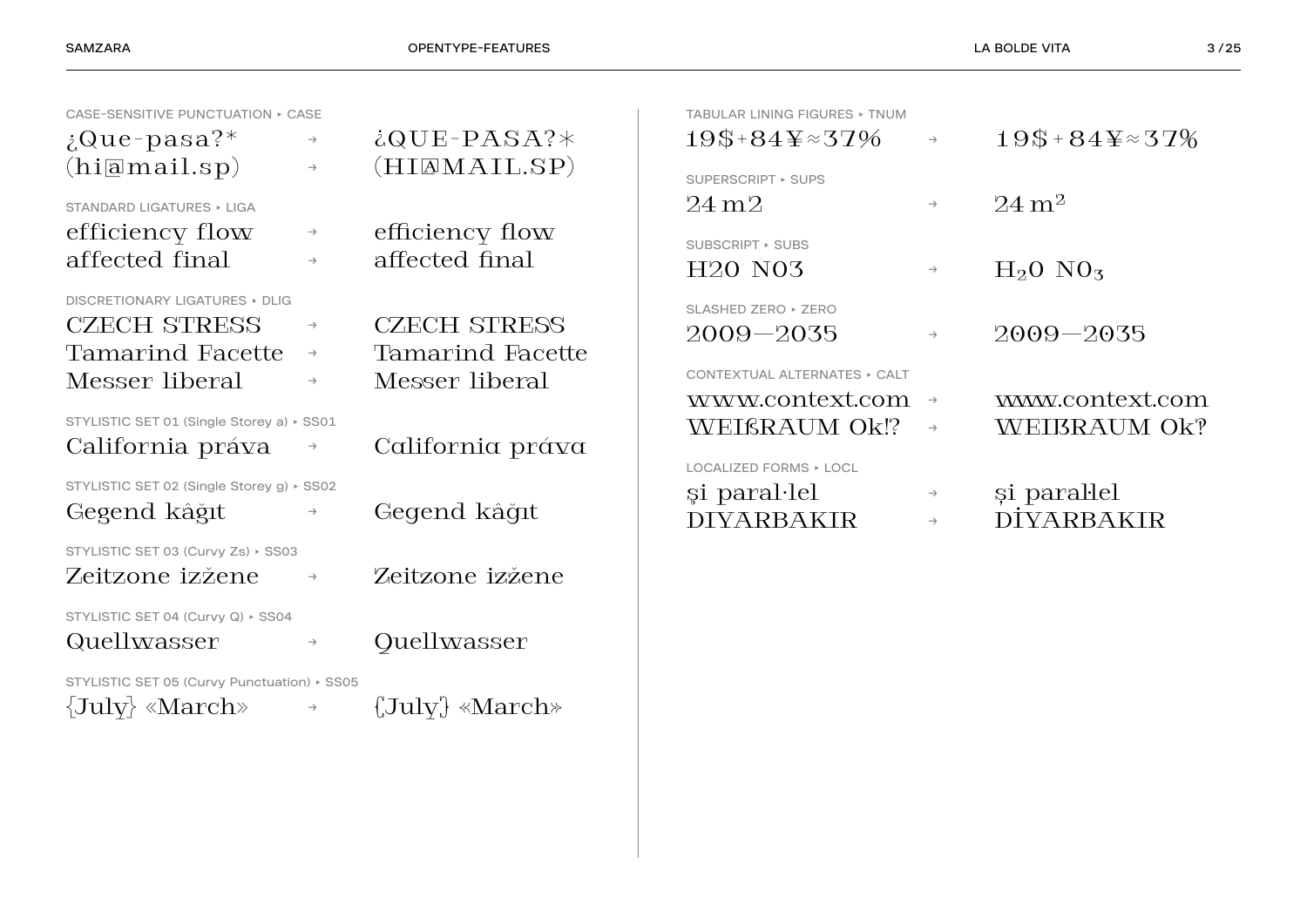CASE-SENSITIVE PUNCTUATION ▸ CASE

¿Que-pasa?* → ¿QUE-PASA?*
(hi@mail.sp) → (HI@MAIL.SP)

STANDARD LIGATURES ▸ LIGA

efficiency flow → efficiency flow
affected final → affected final

DISCRETIONARY LIGATURES ▸ DLIG

CZECH STRESS → CZECH STRESS
Tamarind Facette → Tamarind Facette
Messer liberal → Messer liberal

STYLISTIC SET 01 (Single Storey a) ▸ SS01

California práva → California práva

STYLISTIC SET 02 (Single Storey g) ▸ SS02

Gegend kâğıt → Gegend kâğıt

STYLISTIC SET 03 (Curvy Zs) ▸ SS03

Zeitzone izžene → Zeitzone izžene

STYLISTIC SET 04 (Curvy Q) ▸ SS04

Quellwasser → Quellwasser

STYLISTIC SET 05 (Curvy Punctuation) ▸ SS05

{July} «March» → {July} «March»

TABULAR LINING FIGURES ▸ TNUM

19$+84¥≈37% → 19$+84¥≈37%

SUPERSCRIPT ▸ SUPS

24 m2 → 24 $m^2$

SUBSCRIPT ▸ SUBS

H2O NO3 → $H_2O$ $NO_3$

SLASHED ZERO ▸ ZERO

2009—2035 → 2009—2035

CONTEXTUAL ALTERNATES ▸ CALT

www.context.com → www.context.com
WEIẞRAUM Ok!? → WEIẞRAUM Ok‽

LOCALIZED FORMS ▸ LOCL

şi paral·lel → și paral·lel
DIYARBAKIR → DİYARBAKIR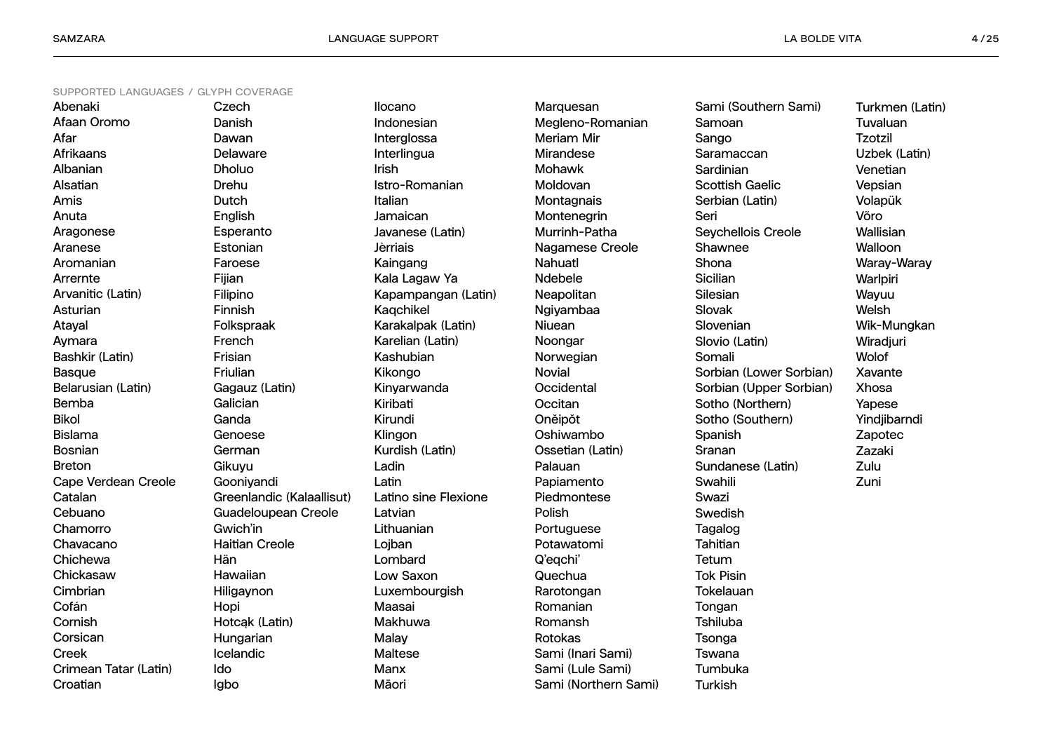SUPPORTED LANGUAGES / GLYPH COVERAGE

Abenaki
Afaan Oromo
Afar
Afrikaans
Albanian
Alsatian
Amis
Anuta
Aragonese
Aranese
Aromanian
Arrernte
Arvanitic (Latin)
Asturian
Atayal
Aymara
Bashkir (Latin)
Basque
Belarusian (Latin)
Bemba
Bikol
Bislama
Bosnian
Breton
Cape Verdean Creole
Catalan
Cebuano
Chamorro
Chavacano
Chichewa
Chickasaw
Cimbrian
Cofán
Cornish
Corsican
Creek
Crimean Tatar (Latin)
Croatian
Czech
Danish
Dawan
Delaware
Dholuo
Drehu
Dutch
English
Esperanto
Estonian
Faroese
Fijian
Filipino
Finnish
Folkspraak
French
Frisian
Friulian
Gagauz (Latin)
Galician
Ganda
Genoese
German
Gikuyu
Gooniyandi
Greenlandic (Kalaallisut)
Guadeloupean Creole
Gwich'in
Haitian Creole
Hän
Hawaiian
Hiligaynon
Hopi
Hotcąk (Latin)
Hungarian
Icelandic
Ido
Igbo
Ilocano
Indonesian
Interglossa
Interlingua
Irish
Istro-Romanian
Italian
Jamaican
Javanese (Latin)
Jèrriais
Kaingang
Kala Lagaw Ya
Kapampangan (Latin)
Kaqchikel
Karakalpak (Latin)
Karelian (Latin)
Kashubian
Kikongo
Kinyarwanda
Kiribati
Kirundi
Klingon
Kurdish (Latin)
Ladin
Latin
Latino sine Flexione
Latvian
Lithuanian
Lojban
Lombard
Low Saxon
Luxembourgish
Maasai
Makhuwa
Malay
Maltese
Manx
Māori
Marquesan
Megleno-Romanian
Meriam Mir
Mirandese
Mohawk
Moldovan
Montagnais
Montenegrin
Murrinh-Patha
Nagamese Creole
Nahuatl
Ndebele
Neapolitan
Ngiyambaa
Niuean
Noongar
Norwegian
Novial
Occidental
Occitan
Oněipŏt
Oshiwambo
Ossetian (Latin)
Palauan
Papiamento
Piedmontese
Polish
Portuguese
Potawatomi
Q'eqchi'
Quechua
Rarotongan
Romanian
Romansh
Rotokas
Sami (Inari Sami)
Sami (Lule Sami)
Sami (Northern Sami)
Sami (Southern Sami)
Samoan
Sango
Saramaccan
Sardinian
Scottish Gaelic
Serbian (Latin)
Seri
Seychellois Creole
Shawnee
Shona
Sicilian
Silesian
Slovak
Slovenian
Slovio (Latin)
Somali
Sorbian (Lower Sorbian)
Sorbian (Upper Sorbian)
Sotho (Northern)
Sotho (Southern)
Spanish
Sranan
Sundanese (Latin)
Swahili
Swazi
Swedish
Tagalog
Tahitian
Tetum
Tok Pisin
Tokelauan
Tongan
Tshiluba
Tsonga
Tswana
Tumbuka
Turkish
Turkmen (Latin)
Tuvaluan
Tzotzil
Uzbek (Latin)
Venetian
Vepsian
Volapük
Võro
Wallisian
Walloon
Waray-Waray
Warlpiri
Wayuu
Welsh
Wik-Mungkan
Wiradjuri
Wolof
Xavante
Xhosa
Yapese
Yindjibarndi
Zapotec
Zazaki
Zulu
Zuni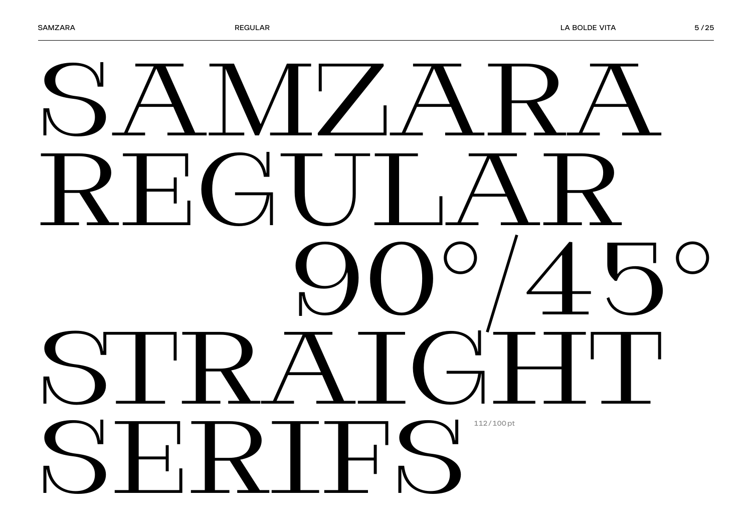# SAMZARA REGULAR 90°/45° STRAIGHT SERIFS

112/100 pt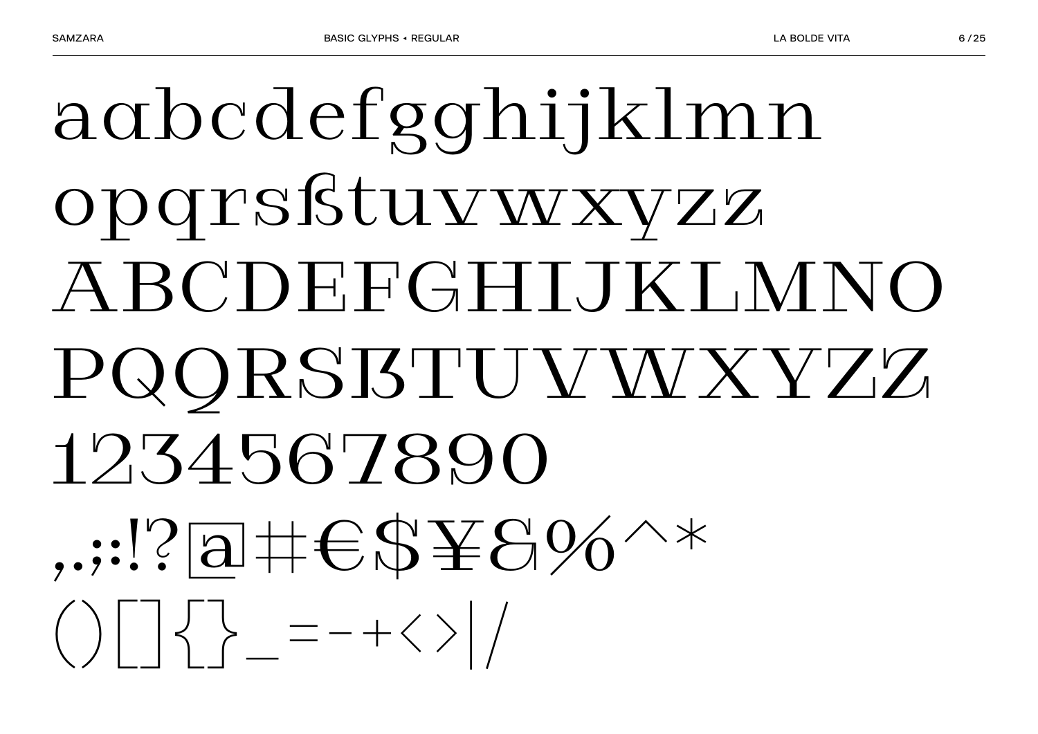aɑbcdefgghijklmn

opqrsßtuvwxyzz

ABCDEFGHIJKLMNO

PQQRSẞTUVWXYZZ

1234567890

,.;:!?@#€$¥&%^*

()[]{}_=-+<>|/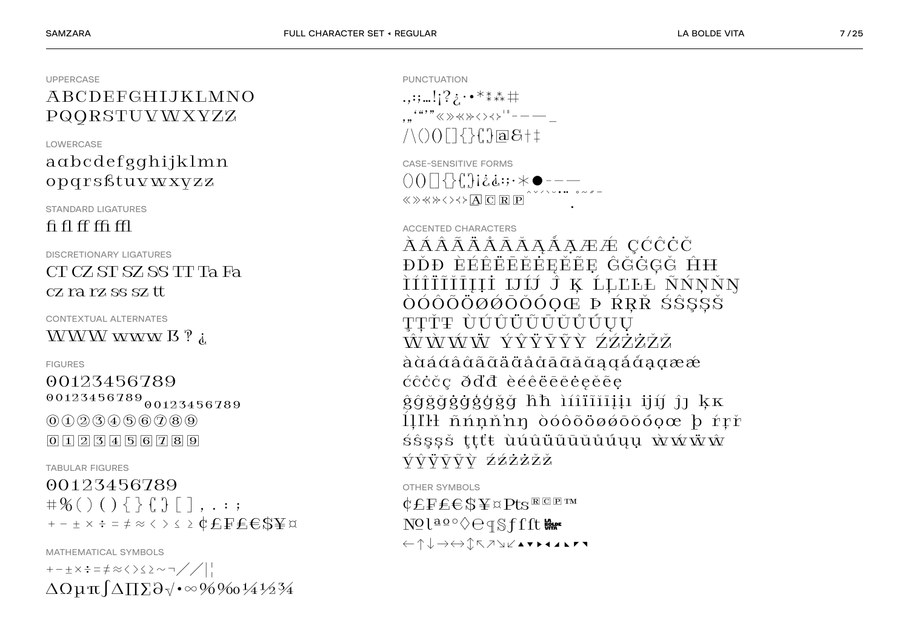## UPPERCASE

ABCDEFGHIJKLMNO
PQQRSTUVWXYZZ

## LOWERCASE

aɑbcdefgghijklmn
opqrsßtuvwxyzz

## STANDARD LIGATURES

fi fl ff ffi ffl

## DISCRETIONARY LIGATURES

CT CZ ST SZ SS TT Ta Fa
cz ra rz ss sz tt

## CONTEXTUAL ALTERNATES

WWW www ẞ ? ¿

## FIGURES

00123456789
00123456789 00123456789
⓪①②③④⑤⑥⑦⑧⑨
0 1 2 3 4 5 6 7 8 9

## TABULAR FIGURES

00123456789
# % ( ) ( ) { } { } [ ] , . : ;
+ − ± × ÷ = ≠ ≈ < > ≤ ≥ ¢ £ ₣ ₤ € $ ¥ ¤

## MATHEMATICAL SYMBOLS

+ − ± × ÷ = ≠ ≈ < > ≤ ≥ ~ ¬ ⁄ / | ¦
ΔΩμπ∫∆∏∑∂√•∞%‰¼½¾

## PUNCTUATION

.,:;…!¡?¿·•*⁑⁂#
,„'"'"«»«»‹›‹›'"-–—_
/\()()[]{}{}@&†‡

## CASE-SENSITIVE FORMS

()()[]{}{}¡¿¿:;·*●-–—
«»«»‹›‹› A C R P ˆˇ˘ˋ˘˙¨ ˚˜˝¯ ̣

## ACCENTED CHARACTERS

ÀÁÂÃÄÅĀĂĄǺẠÆǼ ÇĆĈĊČ
ĐĎĐ ÈÉÊËĒĔĖĘĚẼẸ ĜĞĠĢǦ ĤĦ
ÌÍÎÏĨĪĮỊİ ĲĲ́ Ĵ Ķ ĹĻĽĿŁ ÑŃŅŇŊ
ÒÓÔÕÖØǾŌŎŐỌŒ Þ ŔŖŘ ŚŜŞȘŠ
ŢȚŤŦ ÙÚÛÜŨŪŬŮŰŲỤ
ŴẀẂẄ ÝŶŸȲỸỲ ŹŹŻŻŽŽ
àɑ̀áɑ́âɑ̂ãɑ̃äɑ̈åɑ̊āɑ̄ăɑ̆ąɑ̨ǻɑ̊́ạɑ̣æǽ
ćĉċčç ðďđ èéêëēĕėęěẽẹ
ĝǧğǧġǧģǧǧǧ ĥħ ìíîïĩīįịı ĳĳ́ ĵȷ ķĸ
ĺļľŀł ñńņňŉŋ òóôõöøǿōŏőọœ þ ŕŗř
śŝşșš ţțťŧ ùúûüũūŭůűųụ ẁẃẅŵ
ýŷÿȳỹỳ źźżżžž

## OTHER SYMBOLS

¢£₣₤€$¥¤₧ ® © ℗ ™
№ℓªº◊℮¶§ƒſſt
← ↑ ↓ → ↔ ↕ ↖ ↗ ↘ ↙ ▲ ▼ ▶ ◀ ◢ ◣ ◤ ◥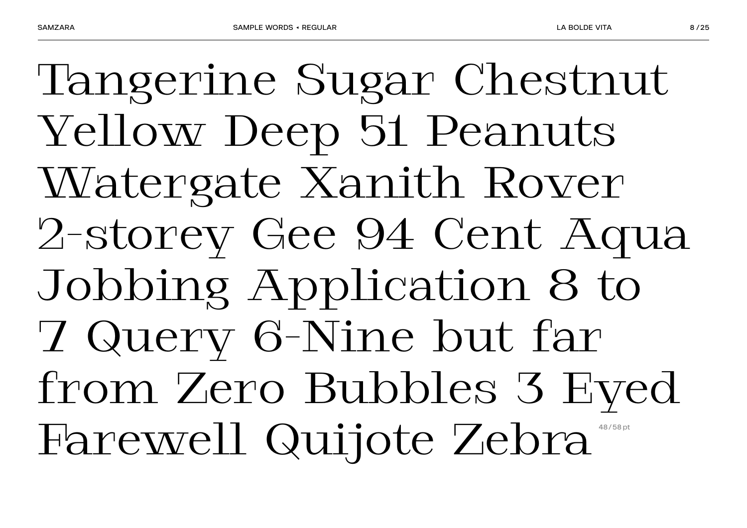Tangerine Sugar Chestnut
Yellow Deep 51 Peanuts
Watergate Xanith Rover
2-storey Gee 94 Cent Aqua
Jobbing Application 8 to
7 Query 6-Nine but far
from Zero Bubbles 3 Eyed
Farewell Quijote Zebra

48/58 pt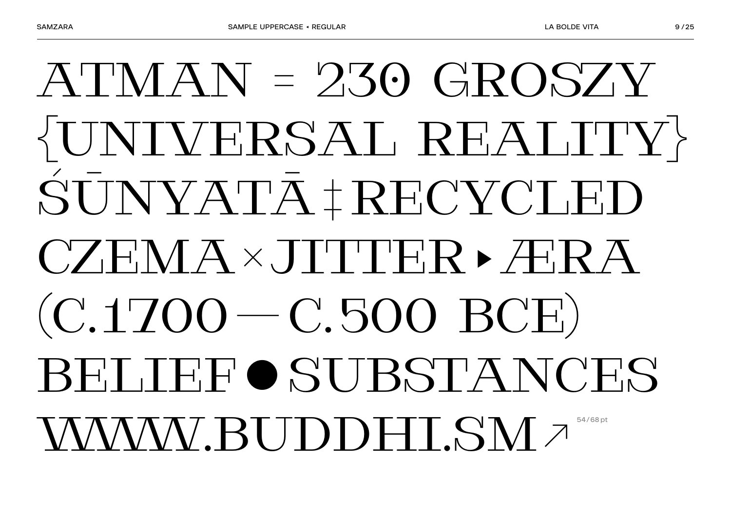ATMAN = 230 GROSZY
{UNIVERSAL REALITY}
ŚŪNYATĀ ‡ RECYCLED
CZEMA × JITTER ▸ ÆRA
(C.1700 — C.500 BCE)
BELIEF ● SUBSTANCES
WWW.BUDDHI.SM ↗

54/68 pt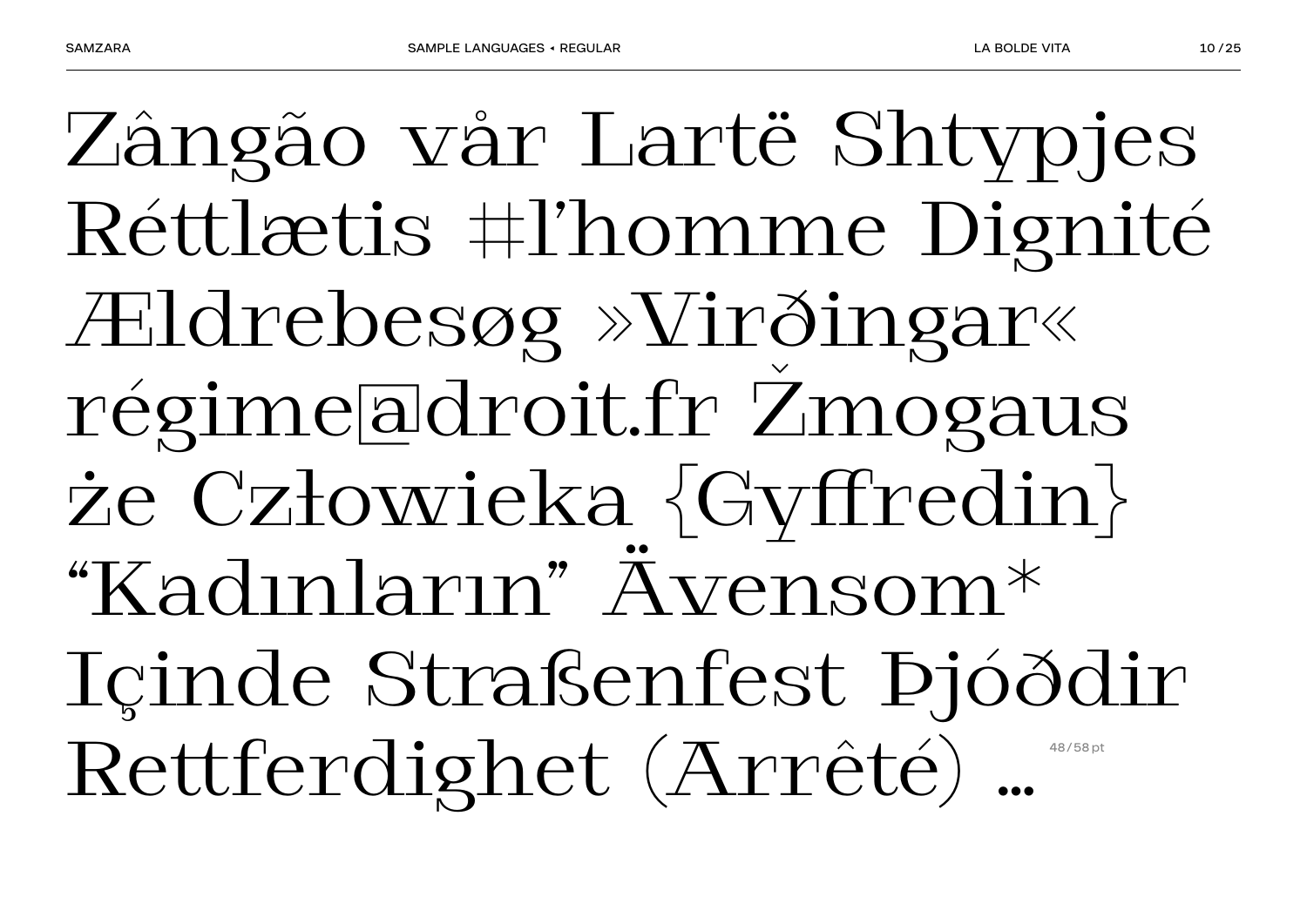Zângão vår Lartë Shtypjes
Réttlætis #l’homme Dignité
Ældrebesøg »Virðingar«
régime@droit.fr Žmogaus
że Człowieka {Gyffredin}
“Kadınların” Ävensom*
Içinde Straßenfest Þjóðdir
Rettferdighet (Arrêté) …

48/58 pt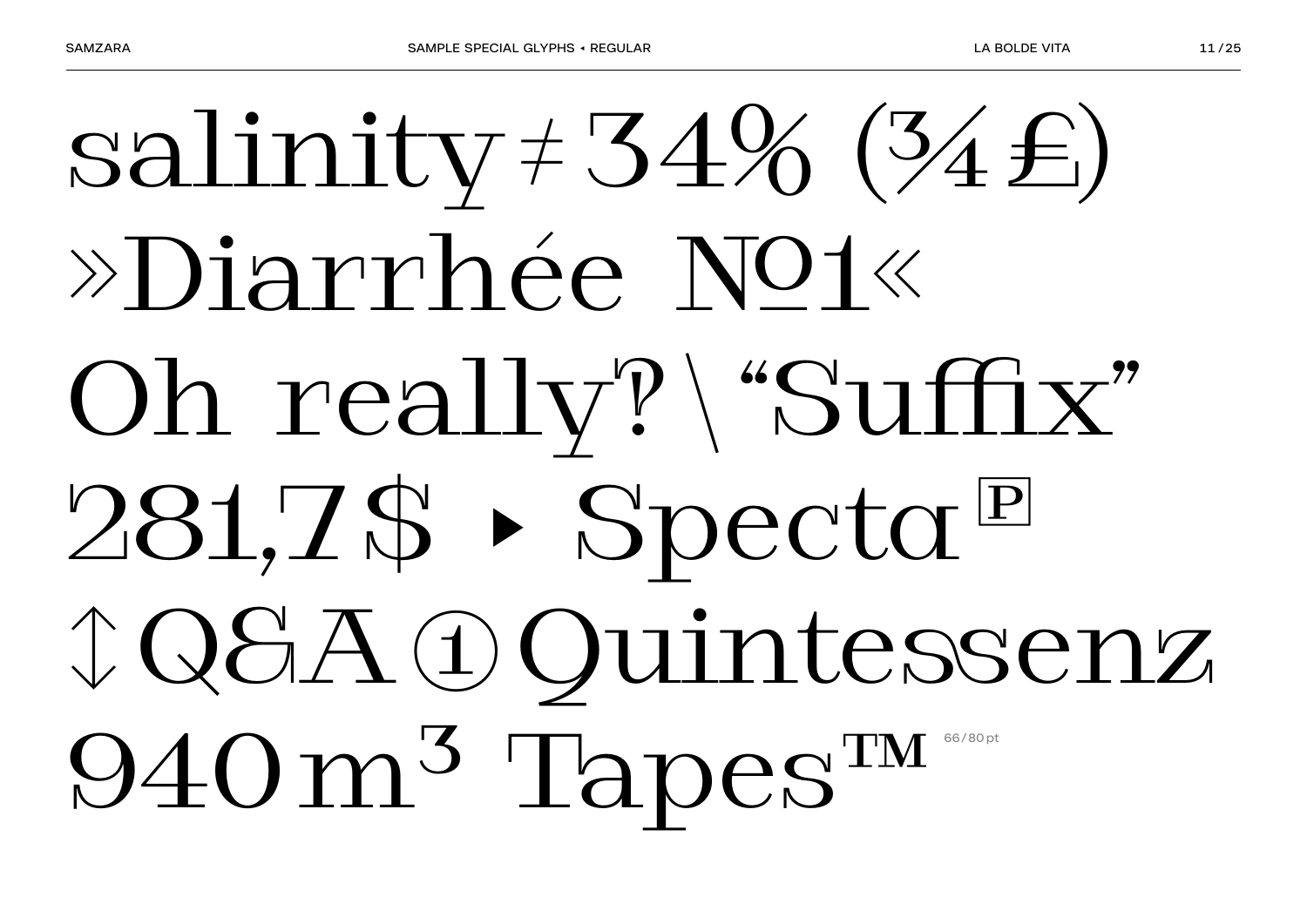salinity ≠ 34% (¾ ₤)
»Diarrhée №1«
Oh really‽ \ “Suffix”
281,7 $ ▸ Specta ℗
↕ Q&A ① Quintessenz
940 m³ Tapes™

66/80 pt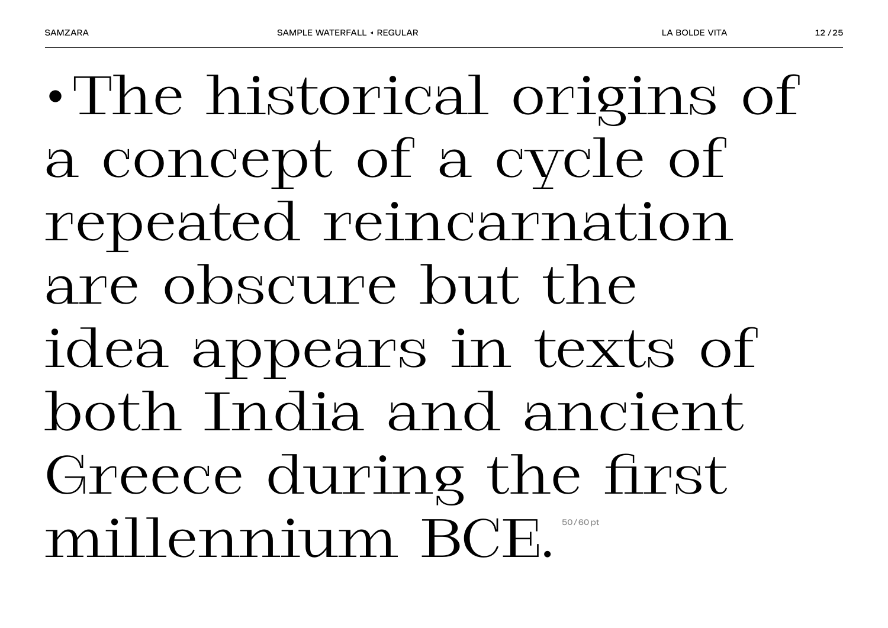•The historical origins of a concept of a cycle of repeated reincarnation are obscure but the idea appears in texts of both India and ancient Greece during the first millennium BCE. 50/60 pt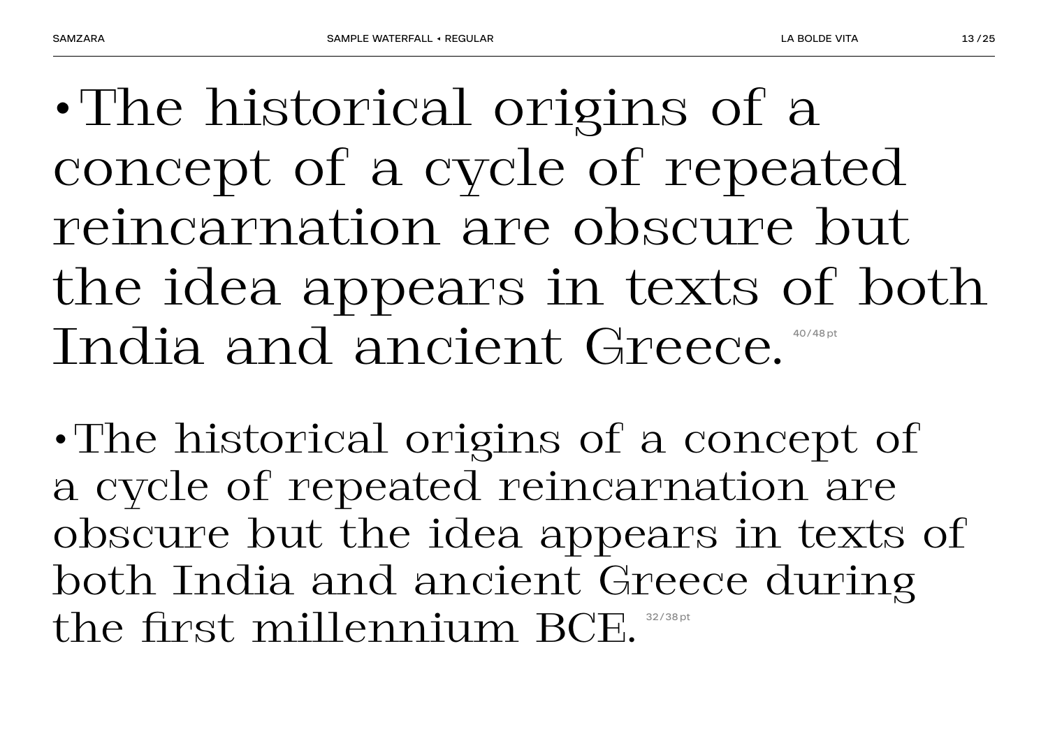•The historical origins of a concept of a cycle of repeated reincarnation are obscure but the idea appears in texts of both India and ancient Greece. 40/48 pt

•The historical origins of a concept of a cycle of repeated reincarnation are obscure but the idea appears in texts of both India and ancient Greece during the first millennium BCE. 32/38 pt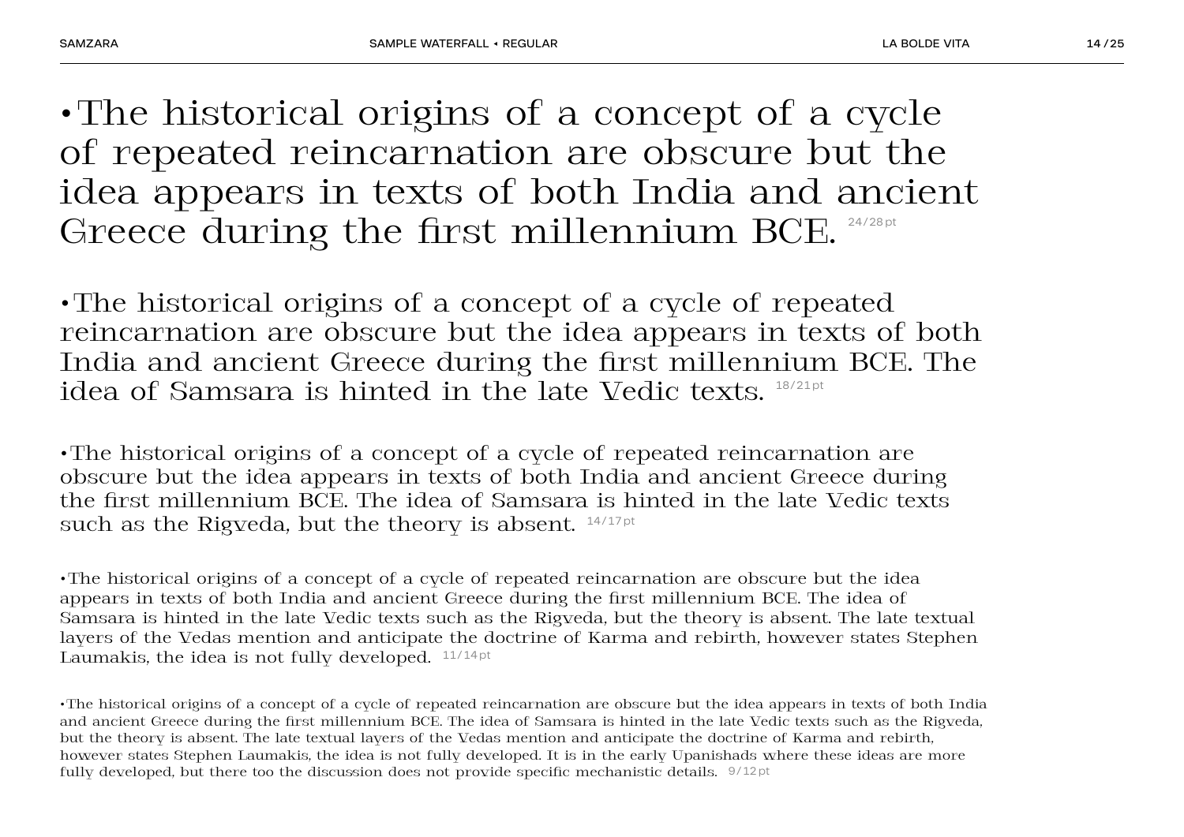•The historical origins of a concept of a cycle of repeated reincarnation are obscure but the idea appears in texts of both India and ancient Greece during the first millennium BCE. 24/28 pt

•The historical origins of a concept of a cycle of repeated reincarnation are obscure but the idea appears in texts of both India and ancient Greece during the first millennium BCE. The idea of Samsara is hinted in the late Vedic texts. 18/21 pt

•The historical origins of a concept of a cycle of repeated reincarnation are obscure but the idea appears in texts of both India and ancient Greece during the first millennium BCE. The idea of Samsara is hinted in the late Vedic texts such as the Rigveda, but the theory is absent. 14/17 pt

•The historical origins of a concept of a cycle of repeated reincarnation are obscure but the idea appears in texts of both India and ancient Greece during the first millennium BCE. The idea of Samsara is hinted in the late Vedic texts such as the Rigveda, but the theory is absent. The late textual layers of the Vedas mention and anticipate the doctrine of Karma and rebirth, however states Stephen Laumakis, the idea is not fully developed. 11/14 pt

•The historical origins of a concept of a cycle of repeated reincarnation are obscure but the idea appears in texts of both India and ancient Greece during the first millennium BCE. The idea of Samsara is hinted in the late Vedic texts such as the Rigveda, but the theory is absent. The late textual layers of the Vedas mention and anticipate the doctrine of Karma and rebirth, however states Stephen Laumakis, the idea is not fully developed. It is in the early Upanishads where these ideas are more fully developed, but there too the discussion does not provide specific mechanistic details. 9/12 pt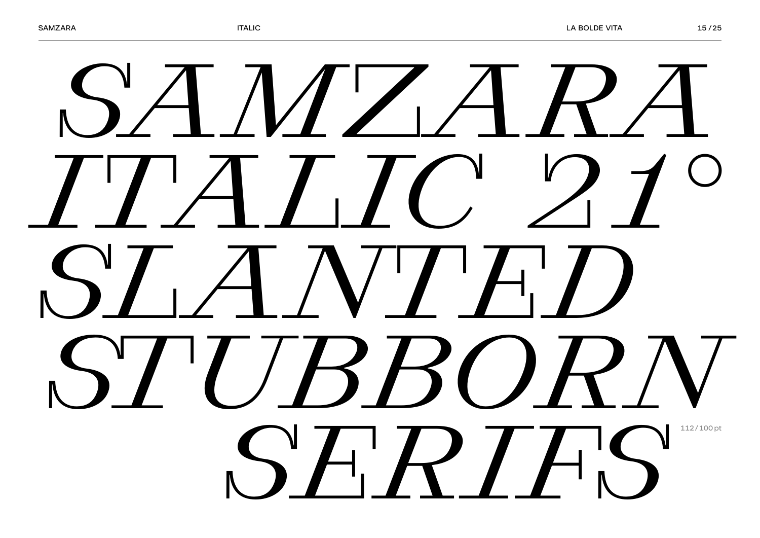*SAMZARA ITALIC 21° SLANTED STUBBORN SERIFS*

112/100 pt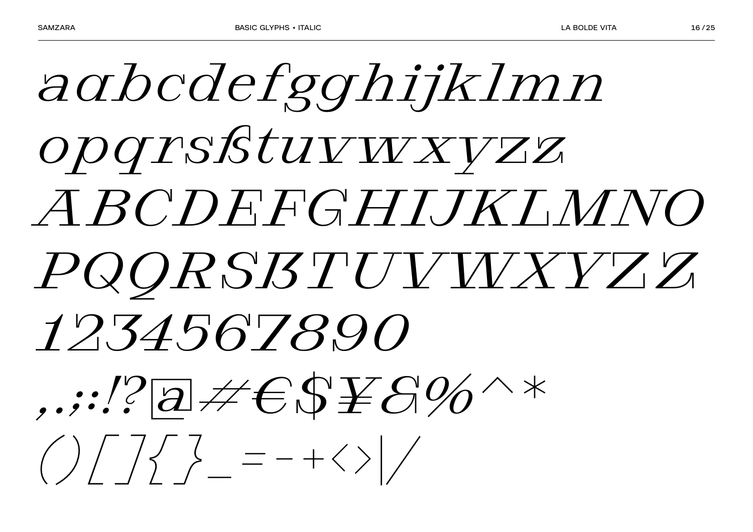*aαbcdefgghijklmn*

*opqrsßtuvwxyzz*

*ABCDEFGHIJKLMNO*

*PQQRSẞTUVWXYZZ*

*1234567890*

*,.;:!?@#€$¥&%^**

*()[]{}_=-+<>|/*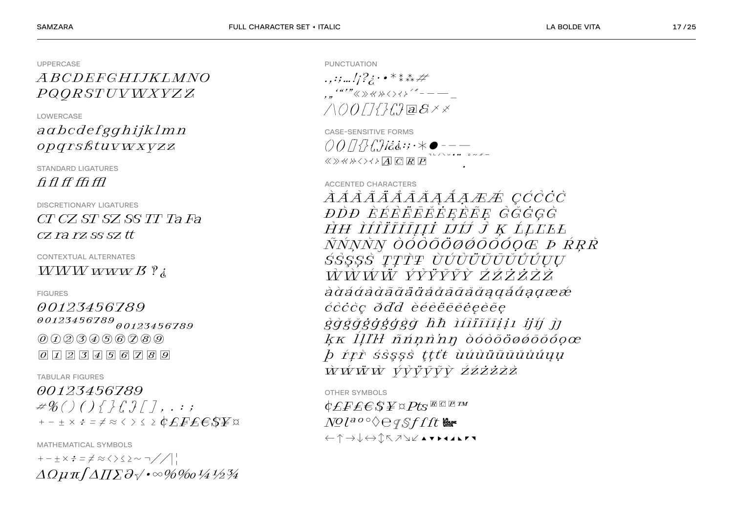## UPPERCASE

*ABCDEFGHIJKLMNO*
*PQQRSTUVWXYZZ*

## LOWERCASE

*aabcdefgghijklmn*
*opqrsßtuvwxyzz*

## STANDARD LIGATURES

*fi fl ff ffi ffl*

## DISCRETIONARY LIGATURES

*CT CZ ST SZ SS TT Ta Fa*
*cz ra rz ss sz tt*

## CONTEXTUAL ALTERNATES

*WWW www ẞ ? ¿*

## FIGURES

*0 0 1 2 3 4 5 6 7 8 9*
*0 0 1 2 3 4 5 6 7 8 9 0 0 1 2 3 4 5 6 7 8 9*
⓪ ① ② ③ ④ ⑤ ⑥ ⑦ ⑧ ⑨
0 1 2 3 4 5 6 7 8 9

## TABULAR FIGURES

*0 0 1 2 3 4 5 6 7 8 9*
≠ % ( ) ( ) { } { } [ ] , . : ;
+ − ± × ÷ = ≠ ≈ < > ≤ ≥ ¢ £ ₣ ₤ € $ ¥ ¤

## MATHEMATICAL SYMBOLS

+ − ± × ÷ = ≠ ≈ < > ≤ ≥ ~ ¬ / ∕ | ¦
*Δ Ω µ π ∫ Δ ∏ ∑ ∂ √ • ∞ % ‰ ¼ ½ ¾*

## PUNCTUATION

. , : ; … ! ¡ ? ¿ · • * ‡ ⁂ #
, „ ‘ “ ’ ” « » « » ‹ › ‹ › ′ ″ - – — _
/ \ ( ) ( ) [ ] { } { } ⓐ & × ×

## CASE-SENSITIVE FORMS

( ) ( ) [ ] { } { } ¡ ¿ ¿ ! : ; · * ● - – —
« » « » ‹ › ‹ › Ⓐ Ⓒ Ⓡ Ⓟ

## ACCENTED CHARACTERS

*ÀÁÂÃÄÅĀĂĄǺẠÆǼ ÇĆĈĊČ*
*ĐĎĐ ÈÉÊËĒĔĖĘĚẼẸ ĜĞĠĢǦ*
*ĤĦ ÌÍÎÏĨĪĮỊİ IJÍJ Ĵ Ķ ĹĻĽĿŁ*
*ÑŃŅŇŊ ÒÓÔÕÖØǾŌŎŐỌŒ Þ ŔŖŘ*
*ŚŜŞȘŠ ŢȚŤŦ ÙÚÛÜŨŪŬŮŰŲỤ*
*ŴẀẂẄ ÝŶŸȲỸỲ ŹŹŻŽŽŽ*
*àaáaâaãaäaåaāaăaąaạæǽ*
*ćĉċčç ðďđ èéêëēĕėęěẽẹ*
*ĝĝğğġġģģǧǧ ĥħ ìíîïĩīįịı ijíj ĵȷ*
*ķĸ ĺļľŀł ñńņňŉŋ òóôõöøǿōŏőọœ*
*þ ŕŗř śŝşșš ţțťŧ ùúûüũūŭůűųụ*
*ẁẃẅŵ ýŷÿȳỹỳ źźżżžž*

## OTHER SYMBOLS

*¢ £ ₣ ₤ € $ ¥ ¤ ₧* ® © ℗ ™
*№ ł ª º ° ◊ ℮ ¶ § ƒ ℓ ℓt*
← ↑ → ↓ ↔ ↕ ↖ ↗ ↘ ↙ ▲ ▼ ▶ ◀ ◢ ◣ ◤ ◥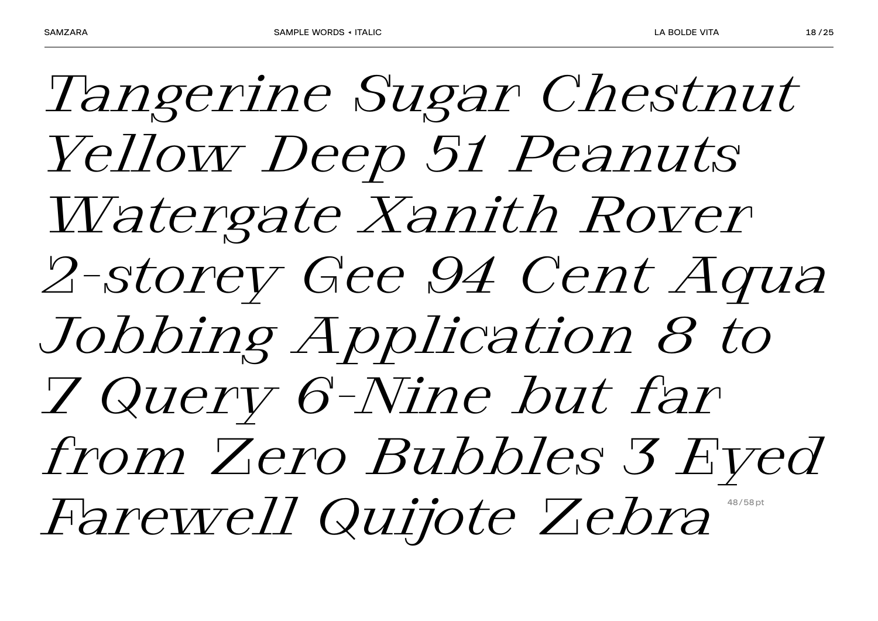*Tangerine Sugar Chestnut Yellow Deep 51 Peanuts Watergate Xanith Rover 2-storey Gee 94 Cent Aqua Jobbing Application 8 to 7 Query 6-Nine but far from Zero Bubbles 3 Eyed Farewell Quijote Zebra*

48/58 pt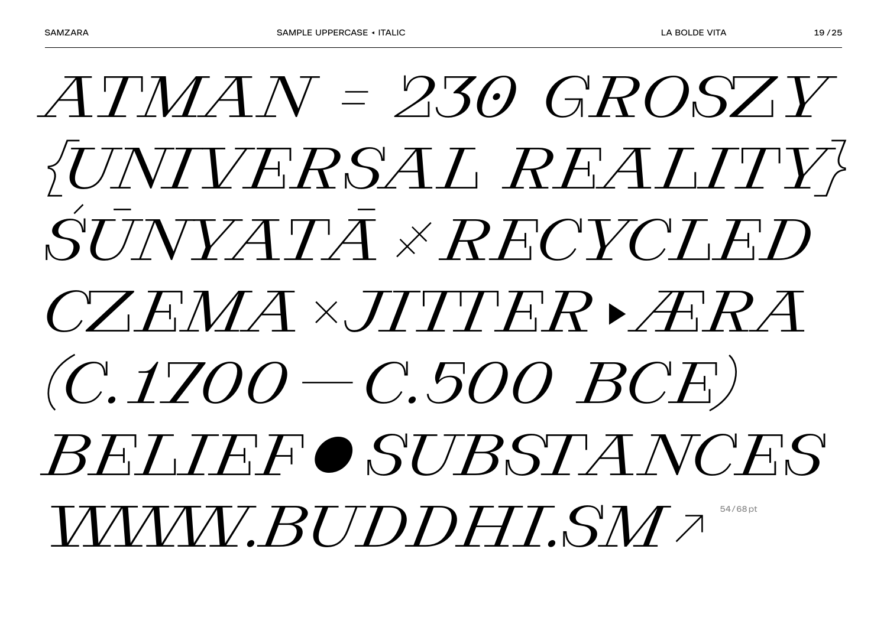*ATMAN = 230 GROSZY*

*{UNIVERSAL REALITY}*

*ŚŪNYATĀ × RECYCLED*

*CZEMA × JITTER ▸ ÆRA*

*(C.1700 — C.500 BCE)*

*BELIEF ● SUBSTANCES*

*WWW.BUDDHI.SM ↗*

54/68 pt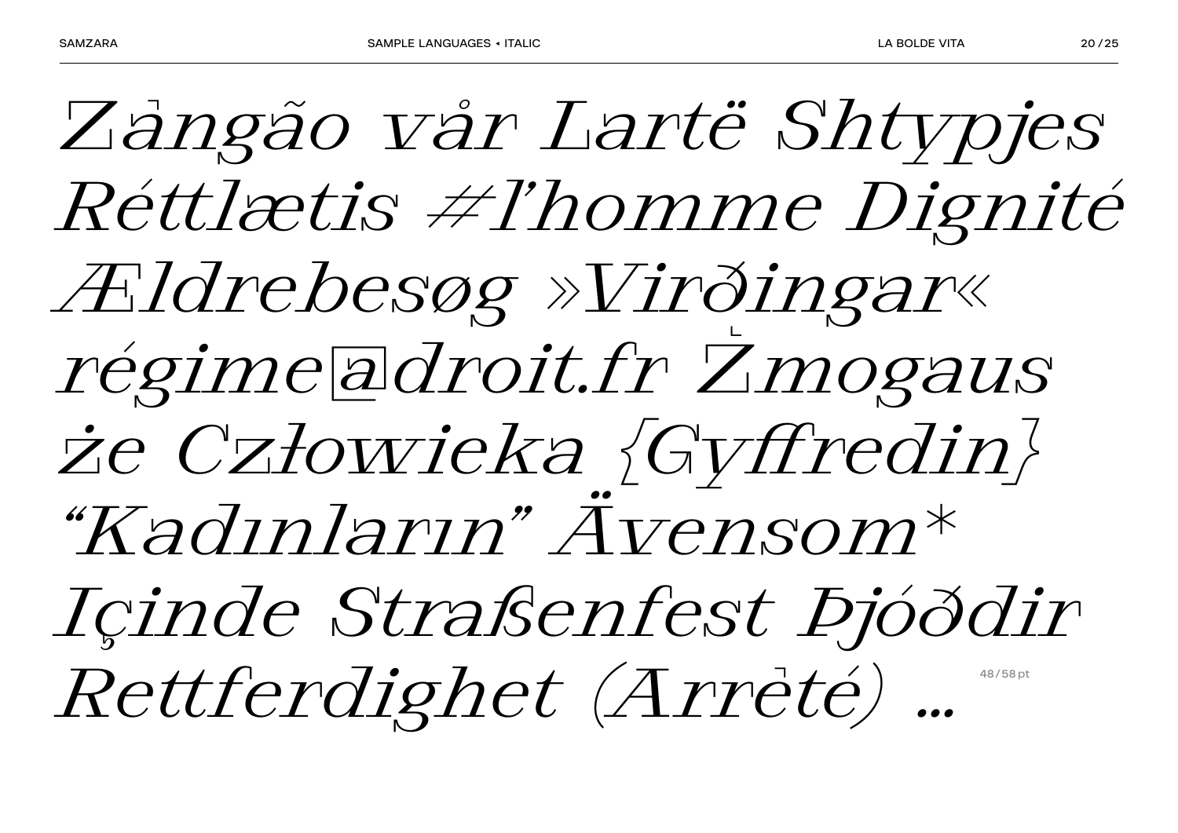*Zангão vår Lartë Shtypjes Réttlætis ≠l'homme Dignité Ældrebesøg »Virðingar« régime@droit.fr Żmogaus że Człowieka {Gyffredin} "Kadınların" Ävensom\* Içinde Straßenfest Þjóðdir Rettferdighet (Ærrėté) …*

48/58 pt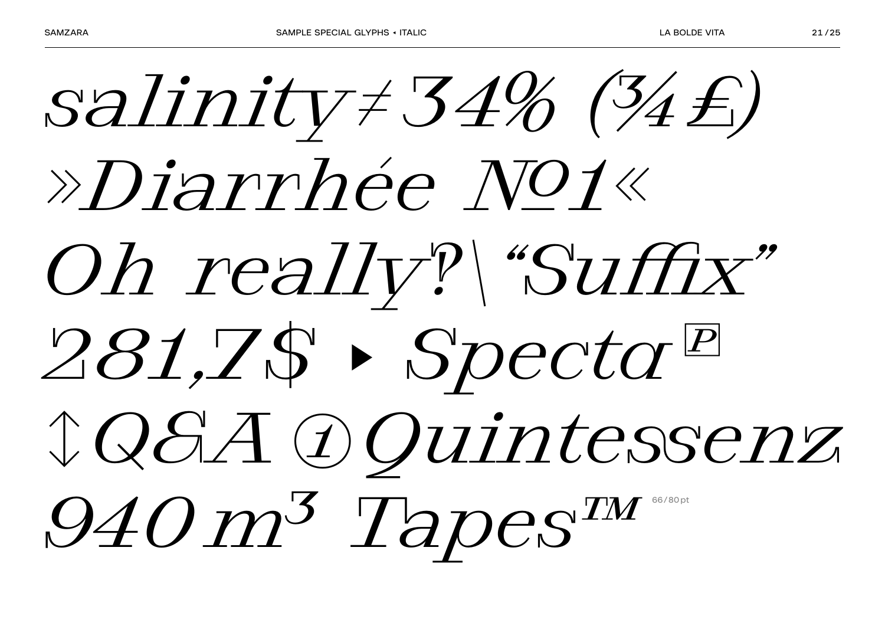*salinity≠34% (¾£)*

*»Diarrhée №1«*

*Oh really?\“Suffix”*

*281,7$ ▸ Specta ℗*

*↕Q&A ① Quintessenz*

*940 m³ Tapes™*

66/80pt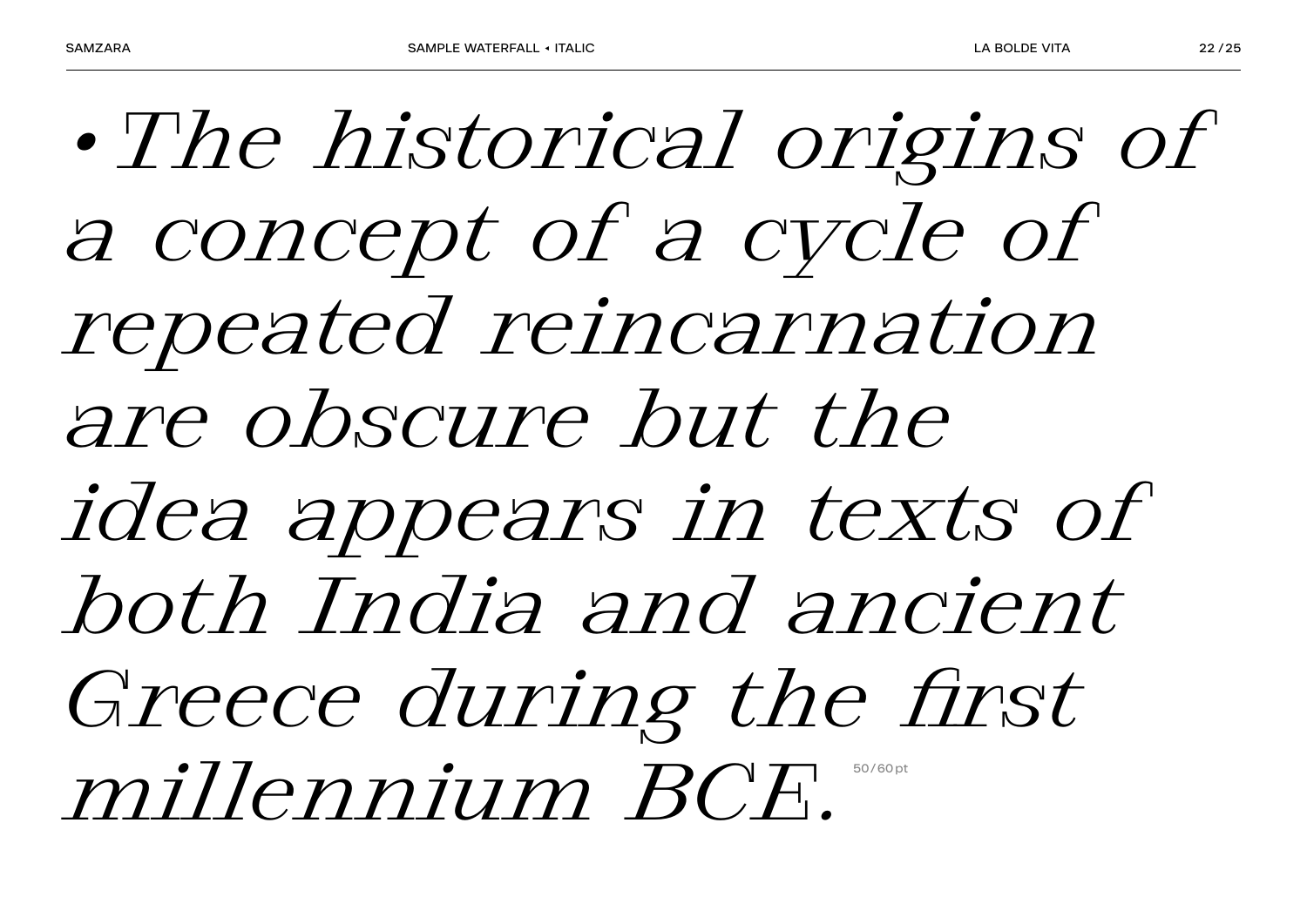*• The historical origins of a concept of a cycle of repeated reincarnation are obscure but the idea appears in texts of both India and ancient Greece during the first millennium BCE.*

50/60pt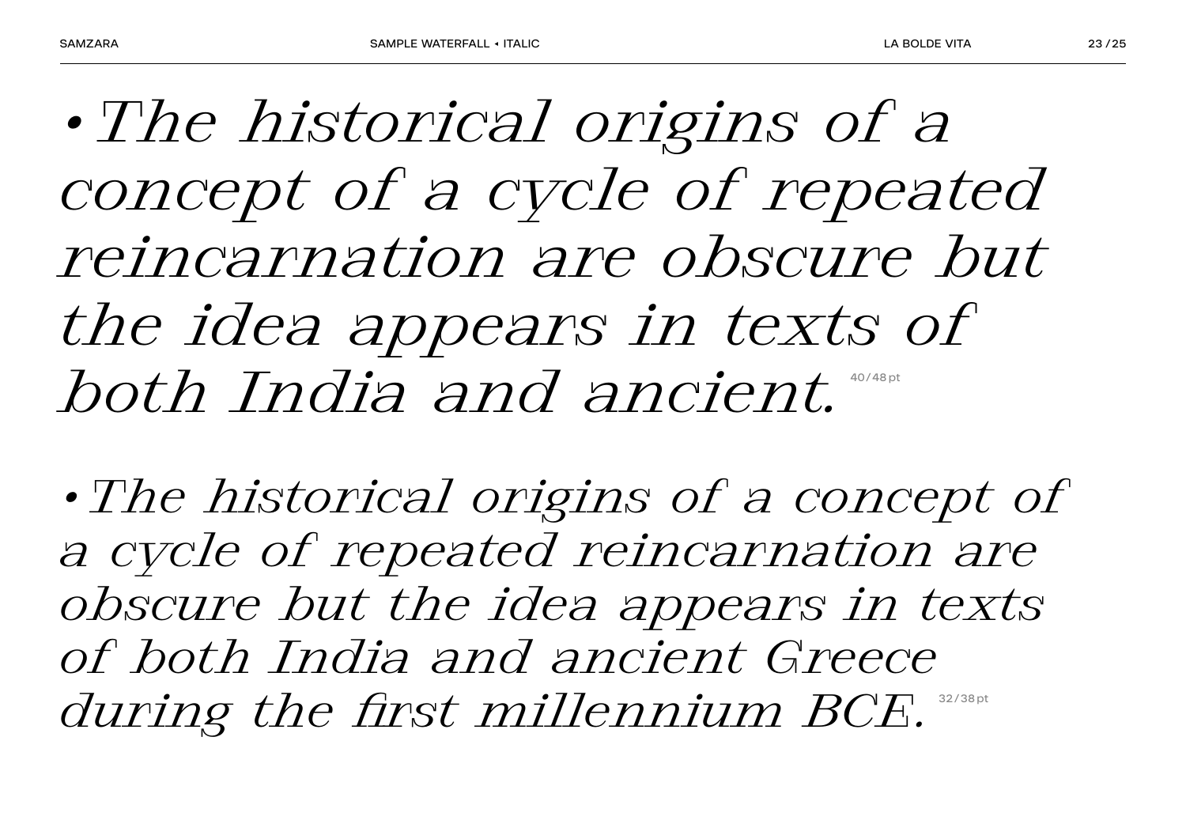*• The historical origins of a concept of a cycle of repeated reincarnation are obscure but the idea appears in texts of both India and ancient.* 40/48 pt

*• The historical origins of a concept of a cycle of repeated reincarnation are obscure but the idea appears in texts of both India and ancient Greece during the first millennium BCE.* 32/38 pt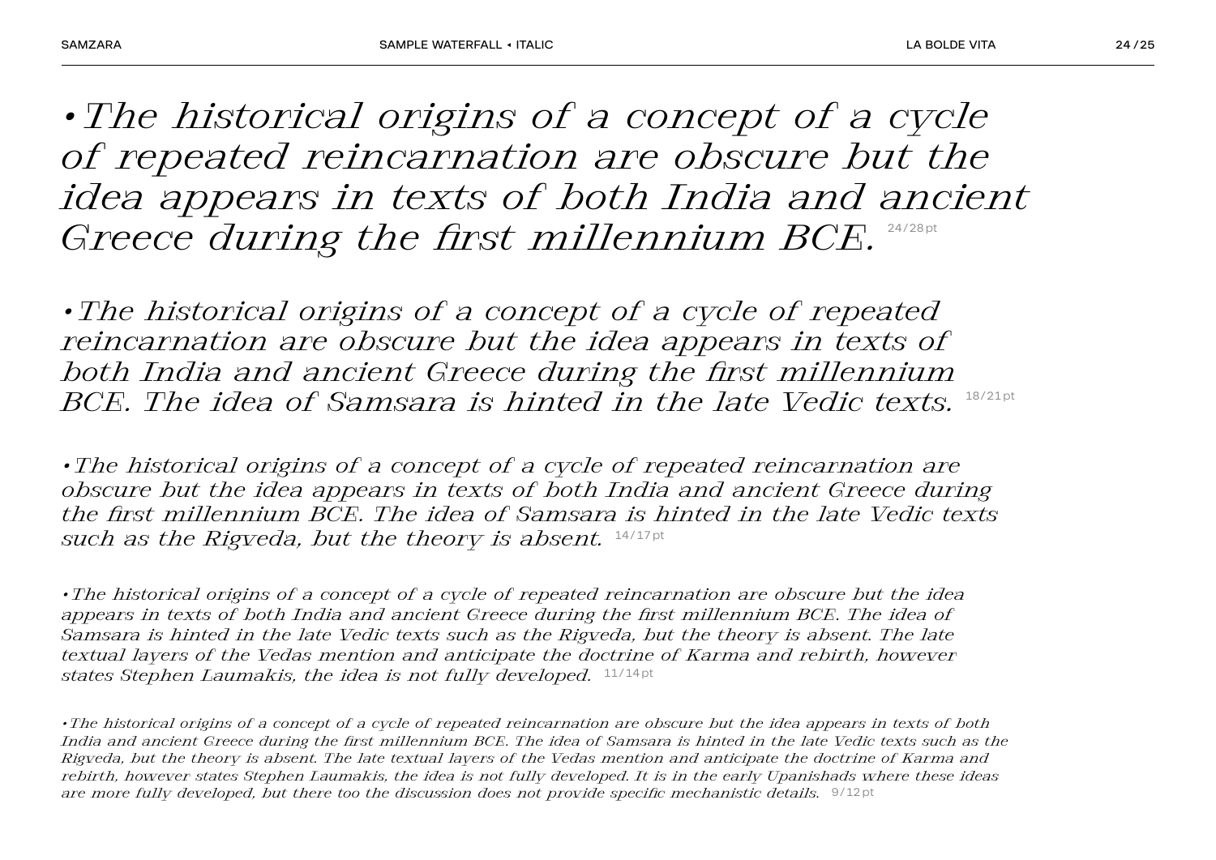*•The historical origins of a concept of a cycle of repeated reincarnation are obscure but the idea appears in texts of both India and ancient Greece during the first millennium BCE.* 24/28 pt

*•The historical origins of a concept of a cycle of repeated reincarnation are obscure but the idea appears in texts of both India and ancient Greece during the first millennium BCE. The idea of Samsara is hinted in the late Vedic texts.* 18/21 pt

*•The historical origins of a concept of a cycle of repeated reincarnation are obscure but the idea appears in texts of both India and ancient Greece during the first millennium BCE. The idea of Samsara is hinted in the late Vedic texts such as the Rigveda, but the theory is absent.* 14/17 pt

*•The historical origins of a concept of a cycle of repeated reincarnation are obscure but the idea appears in texts of both India and ancient Greece during the first millennium BCE. The idea of Samsara is hinted in the late Vedic texts such as the Rigveda, but the theory is absent. The late textual layers of the Vedas mention and anticipate the doctrine of Karma and rebirth, however states Stephen Laumakis, the idea is not fully developed.* 11/14 pt

*•The historical origins of a concept of a cycle of repeated reincarnation are obscure but the idea appears in texts of both India and ancient Greece during the first millennium BCE. The idea of Samsara is hinted in the late Vedic texts such as the Rigveda, but the theory is absent. The late textual layers of the Vedas mention and anticipate the doctrine of Karma and rebirth, however states Stephen Laumakis, the idea is not fully developed. It is in the early Upanishads where these ideas are more fully developed, but there too the discussion does not provide specific mechanistic details.* 9/12 pt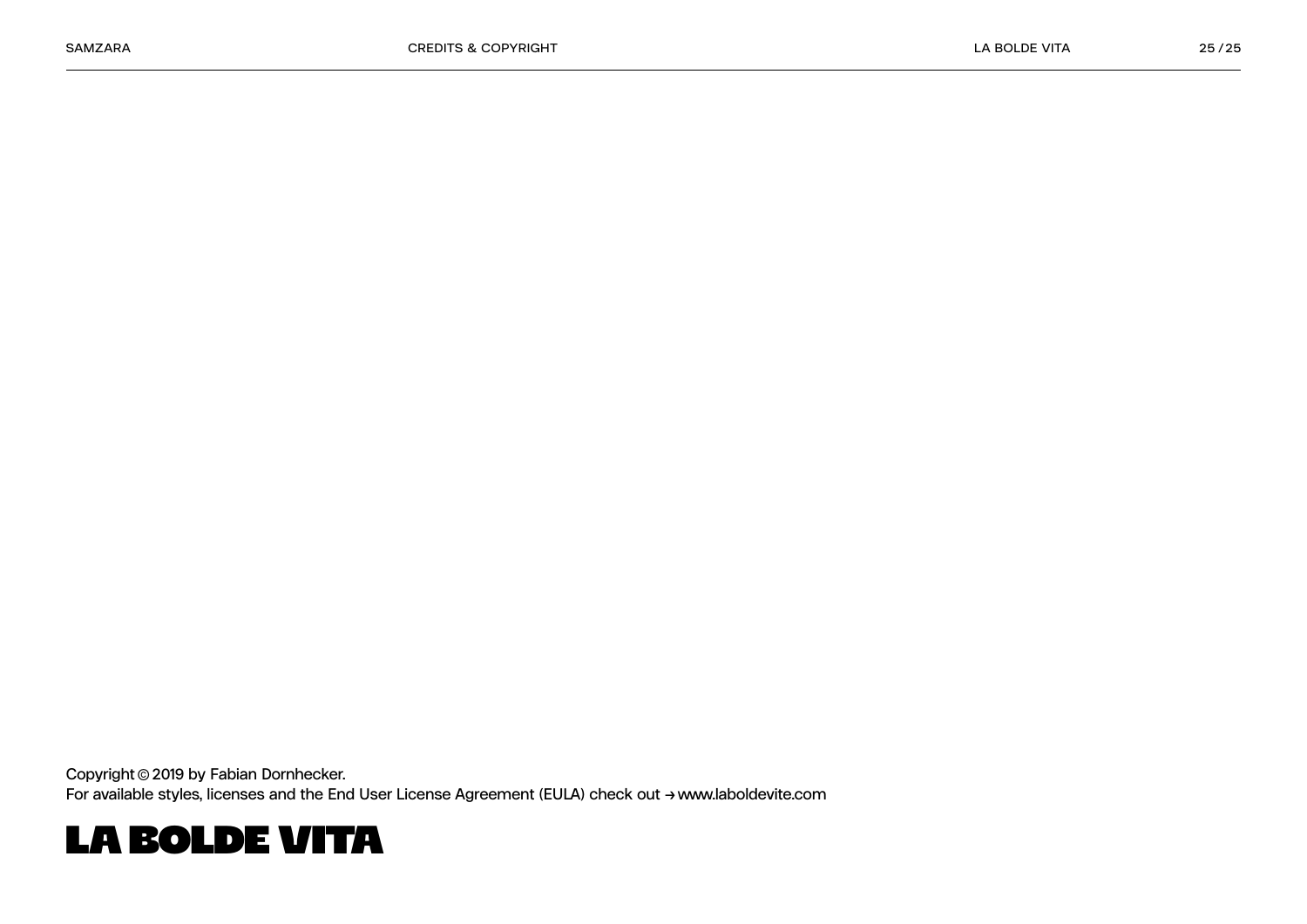Copyright © 2019 by Fabian Dornhecker.
For available styles, licenses and the End User License Agreement (EULA) check out → www.laboldevite.com

# LA BOLDE VITA